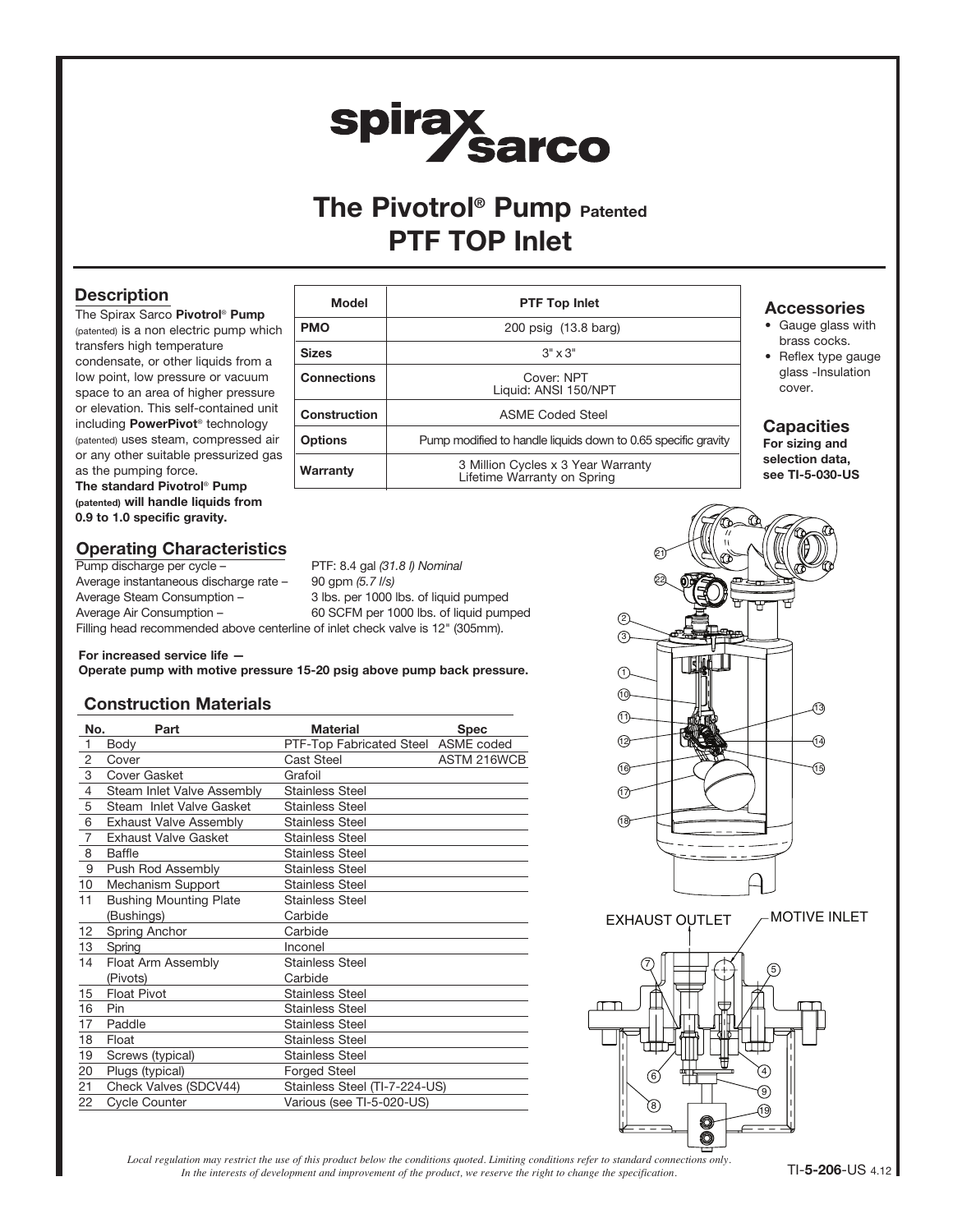# The Pivotrol® Pump Patented
# PTF TOP Inlet

## Description

The Spirax Sarco **Pivotrol® Pump** (patented) is a non electric pump which transfers high temperature condensate, or other liquids from a low point, low pressure or vacuum space to an area of higher pressure or elevation. This self-contained unit including **PowerPivot®** technology (patented) uses steam, compressed air or any other suitable pressurized gas as the pumping force.

**The standard Pivotrol® Pump (patented) will handle liquids from 0.9 to 1.0 specific gravity.**

| Model | PTF Top Inlet |
|---|---|
| PMO | 200 psig (13.8 barg) |
| Sizes | 3" x 3" |
| Connections | Cover: NPT<br>Liquid: ANSI 150/NPT |
| Construction | ASME Coded Steel |
| Options | Pump modified to handle liquids down to 0.65 specific gravity |
| Warranty | 3 Million Cycles x 3 Year Warranty<br>Lifetime Warranty on Spring |

## Accessories

- Gauge glass with brass cocks.
- Reflex type gauge glass -Insulation cover.

## Capacities

**For sizing and selection data, see TI-5-030-US**

## Operating Characteristics

Pump discharge per cycle – PTF: 8.4 gal *(31.8 l) Nominal*
Average instantaneous discharge rate – 90 gpm *(5.7 l/s)*
Average Steam Consumption – 3 lbs. per 1000 lbs. of liquid pumped
Average Air Consumption – 60 SCFM per 1000 lbs. of liquid pumped
Filling head recommended above centerline of inlet check valve is 12" (305mm).

**For increased service life —**
**Operate pump with motive pressure 15-20 psig above pump back pressure.**

## Construction Materials

| No. | Part | Material | Spec |
|---|---|---|---|
| 1 | Body | PTF-Top Fabricated Steel | ASME coded |
| 2 | Cover | Cast Steel | ASTM 216WCB |
| 3 | Cover Gasket | Grafoil | |
| 4 | Steam Inlet Valve Assembly | Stainless Steel | |
| 5 | Steam Inlet Valve Gasket | Stainless Steel | |
| 6 | Exhaust Valve Assembly | Stainless Steel | |
| 7 | Exhaust Valve Gasket | Stainless Steel | |
| 8 | Baffle | Stainless Steel | |
| 9 | Push Rod Assembly | Stainless Steel | |
| 10 | Mechanism Support | Stainless Steel | |
| 11 | Bushing Mounting Plate | Stainless Steel | |
| | (Bushings) | Carbide | |
| 12 | Spring Anchor | Carbide | |
| 13 | Spring | Inconel | |
| 14 | Float Arm Assembly | Stainless Steel | |
| | (Pivots) | Carbide | |
| 15 | Float Pivot | Stainless Steel | |
| 16 | Pin | Stainless Steel | |
| 17 | Paddle | Stainless Steel | |
| 18 | Float | Stainless Steel | |
| 19 | Screws (typical) | Stainless Steel | |
| 20 | Plugs (typical) | Forged Steel | |
| 21 | Check Valves (SDCV44) | Stainless Steel (TI-7-224-US) | |
| 22 | Cycle Counter | Various (see TI-5-020-US) | |

EXHAUST OUTLET    MOTIVE INLET

*Local regulation may restrict the use of this product below the conditions quoted. Limiting conditions refer to standard connections only. In the interests of development and improvement of the product, we reserve the right to change the specification.*

TI-5-206-US 4.12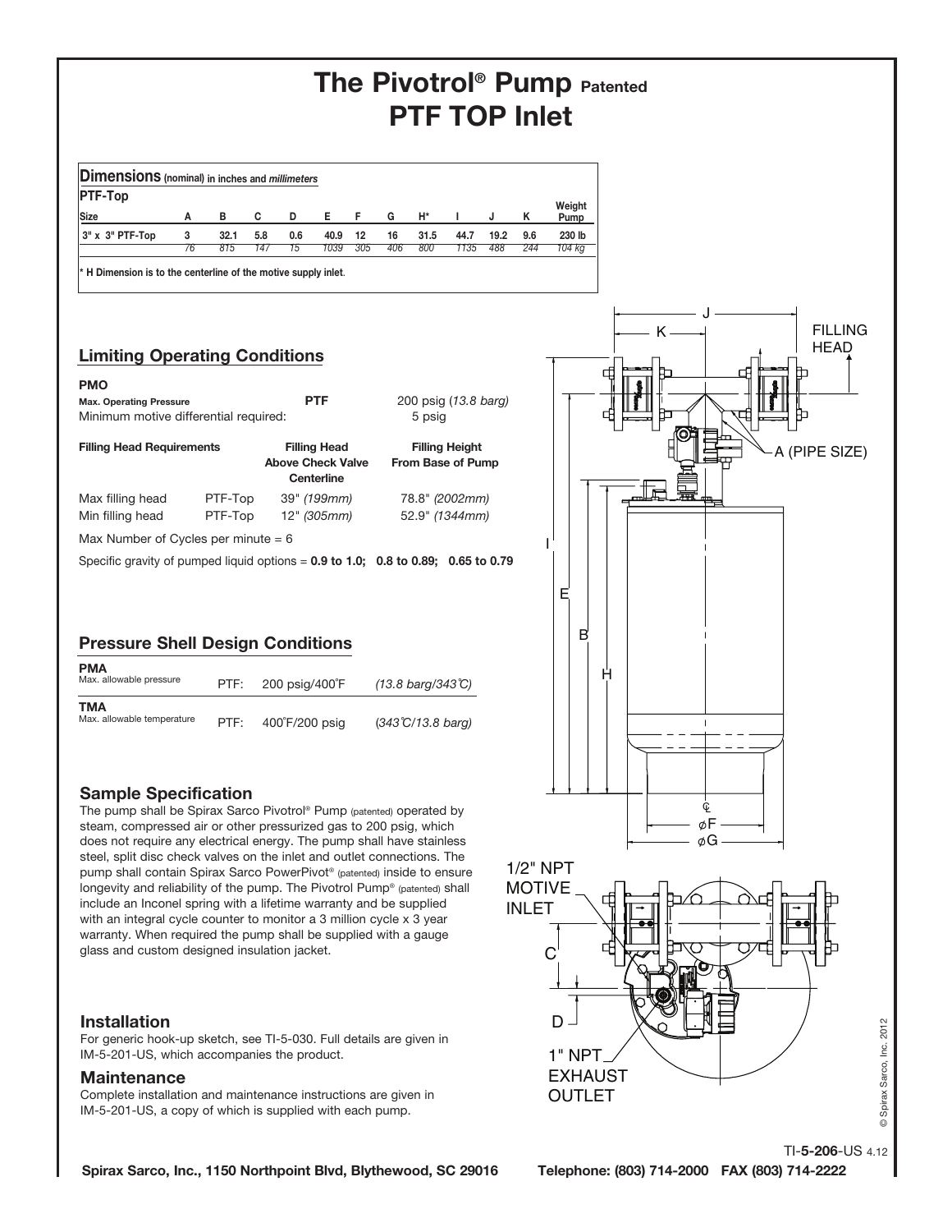# The Pivotrol® Pump Patented
# PTF TOP Inlet

**Dimensions** (nominal) in inches and *millimeters*

**PTF-Top**

| Size | A | B | C | D | E | F | G | H* | I | J | K | Weight Pump |
|---|---|---|---|---|---|---|---|---|---|---|---|---|
| 3" x 3" PTF-Top | 3 | 32.1 | 5.8 | 0.6 | 40.9 | 12 | 16 | 31.5 | 44.7 | 19.2 | 9.6 | 230 lb |
| | *76* | *815* | *147* | *15* | *1039* | *305* | *406* | *800* | *1135* | *488* | *244* | *104 kg* |

\* H Dimension is to the centerline of the motive supply inlet.

## Limiting Operating Conditions

**PMO**
**Max. Operating Pressure** — **PTF** — 200 psig (*13.8 barg*)
Minimum motive differential required: 5 psig

| Filling Head Requirements | | Filling Head Above Check Valve Centerline | Filling Height From Base of Pump |
|---|---|---|---|
| Max filling head | PTF-Top | 39" *(199mm)* | 78.8" *(2002mm)* |
| Min filling head | PTF-Top | 12" *(305mm)* | 52.9" *(1344mm)* |

Max Number of Cycles per minute = 6

Specific gravity of pumped liquid options = **0.9 to 1.0; 0.8 to 0.89; 0.65 to 0.79**

## Pressure Shell Design Conditions

| | | | |
|---|---|---|---|
| **PMA** Max. allowable pressure | PTF: | 200 psig/400˚F | *(13.8 barg/343˚C)* |
| **TMA** Max. allowable temperature | PTF: | 400˚F/200 psig | (*343˚C/13.8 barg)* |

## Sample Specification

The pump shall be Spirax Sarco Pivotrol® Pump (patented) operated by steam, compressed air or other pressurized gas to 200 psig, which does not require any electrical energy. The pump shall have stainless steel, split disc check valves on the inlet and outlet connections. The pump shall contain Spirax Sarco PowerPivot® (patented) inside to ensure longevity and reliability of the pump. The Pivotrol Pump® (patented) shall include an Inconel spring with a lifetime warranty and be supplied with an integral cycle counter to monitor a 3 million cycle x 3 year warranty. When required the pump shall be supplied with a gauge glass and custom designed insulation jacket.

## Installation

For generic hook-up sketch, see TI-5-030. Full details are given in IM-5-201-US, which accompanies the product.

## Maintenance

Complete installation and maintenance instructions are given in IM-5-201-US, a copy of which is supplied with each pump.

J
K
FILLING HEAD
A (PIPE SIZE)
I
E
B
H
℄
⌀F
⌀G
1/2" NPT MOTIVE INLET
C
D
1" NPT EXHAUST OUTLET

© Spirax Sarco, Inc. 2012

TI-**5-206**-US 4.12

**Spirax Sarco, Inc., 1150 Northpoint Blvd, Blythewood, SC 29016 Telephone: (803) 714-2000 FAX (803) 714-2222**